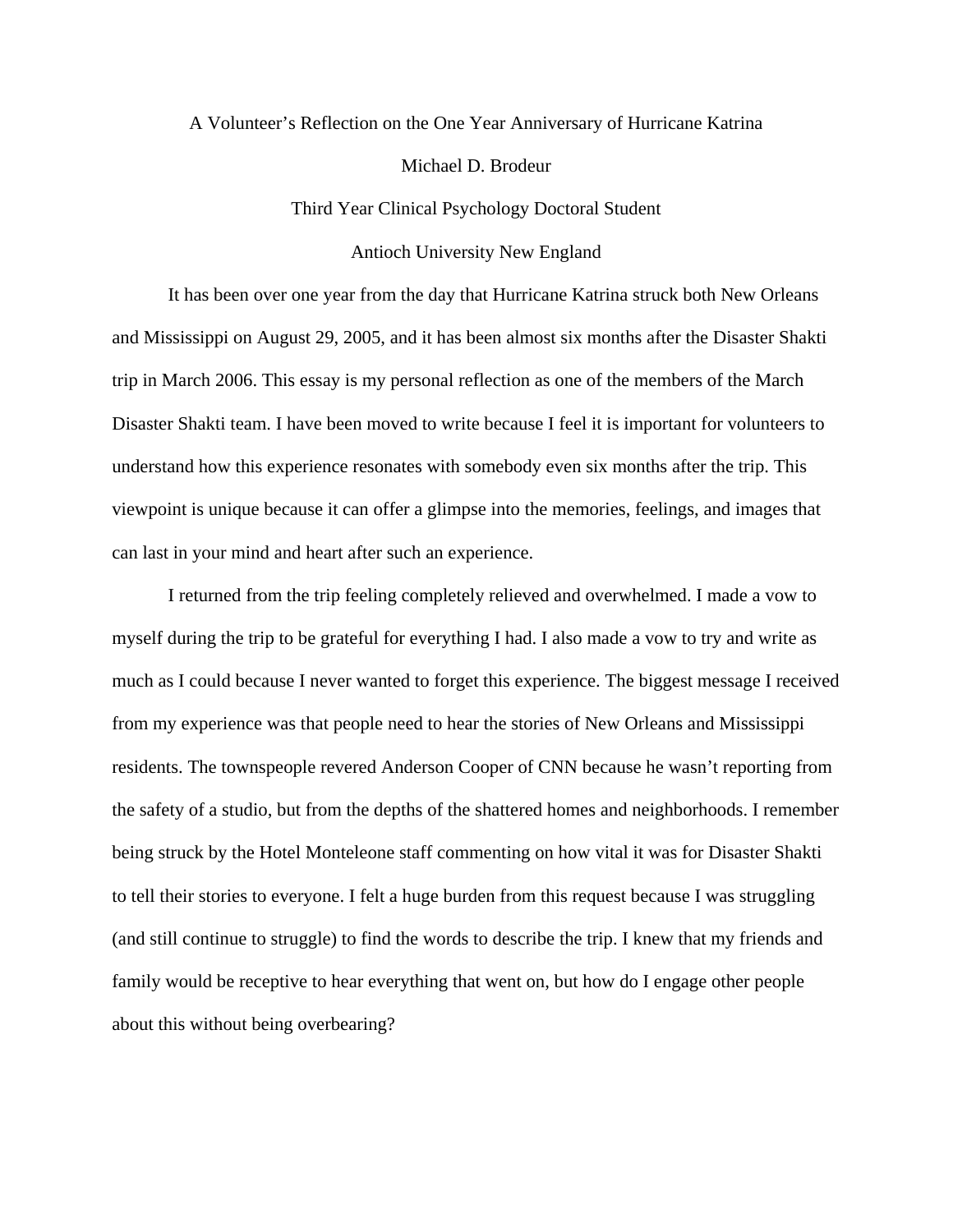# A Volunteer's Reflection on the One Year Anniversary of Hurricane Katrina

Michael D. Brodeur

Third Year Clinical Psychology Doctoral Student

Antioch University New England

It has been over one year from the day that Hurricane Katrina struck both New Orleans and Mississippi on August 29, 2005, and it has been almost six months after the Disaster Shakti trip in March 2006. This essay is my personal reflection as one of the members of the March Disaster Shakti team. I have been moved to write because I feel it is important for volunteers to understand how this experience resonates with somebody even six months after the trip. This viewpoint is unique because it can offer a glimpse into the memories, feelings, and images that can last in your mind and heart after such an experience.

I returned from the trip feeling completely relieved and overwhelmed. I made a vow to myself during the trip to be grateful for everything I had. I also made a vow to try and write as much as I could because I never wanted to forget this experience. The biggest message I received from my experience was that people need to hear the stories of New Orleans and Mississippi residents. The townspeople revered Anderson Cooper of CNN because he wasn't reporting from the safety of a studio, but from the depths of the shattered homes and neighborhoods. I remember being struck by the Hotel Monteleone staff commenting on how vital it was for Disaster Shakti to tell their stories to everyone. I felt a huge burden from this request because I was struggling (and still continue to struggle) to find the words to describe the trip. I knew that my friends and family would be receptive to hear everything that went on, but how do I engage other people about this without being overbearing?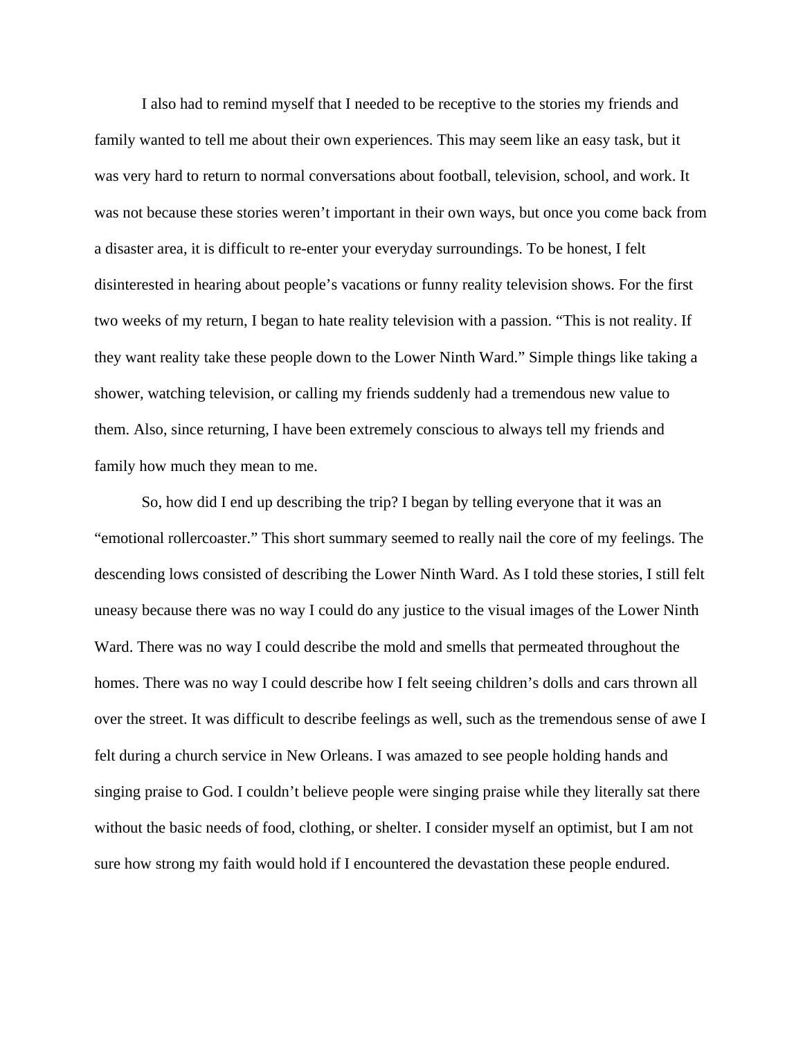I also had to remind myself that I needed to be receptive to the stories my friends and family wanted to tell me about their own experiences. This may seem like an easy task, but it was very hard to return to normal conversations about football, television, school, and work. It was not because these stories weren't important in their own ways, but once you come back from a disaster area, it is difficult to re-enter your everyday surroundings. To be honest, I felt disinterested in hearing about people's vacations or funny reality television shows. For the first two weeks of my return, I began to hate reality television with a passion. "This is not reality. If they want reality take these people down to the Lower Ninth Ward." Simple things like taking a shower, watching television, or calling my friends suddenly had a tremendous new value to them. Also, since returning, I have been extremely conscious to always tell my friends and family how much they mean to me.

So, how did I end up describing the trip? I began by telling everyone that it was an "emotional rollercoaster." This short summary seemed to really nail the core of my feelings. The descending lows consisted of describing the Lower Ninth Ward. As I told these stories, I still felt uneasy because there was no way I could do any justice to the visual images of the Lower Ninth Ward. There was no way I could describe the mold and smells that permeated throughout the homes. There was no way I could describe how I felt seeing children's dolls and cars thrown all over the street. It was difficult to describe feelings as well, such as the tremendous sense of awe I felt during a church service in New Orleans. I was amazed to see people holding hands and singing praise to God. I couldn't believe people were singing praise while they literally sat there without the basic needs of food, clothing, or shelter. I consider myself an optimist, but I am not sure how strong my faith would hold if I encountered the devastation these people endured.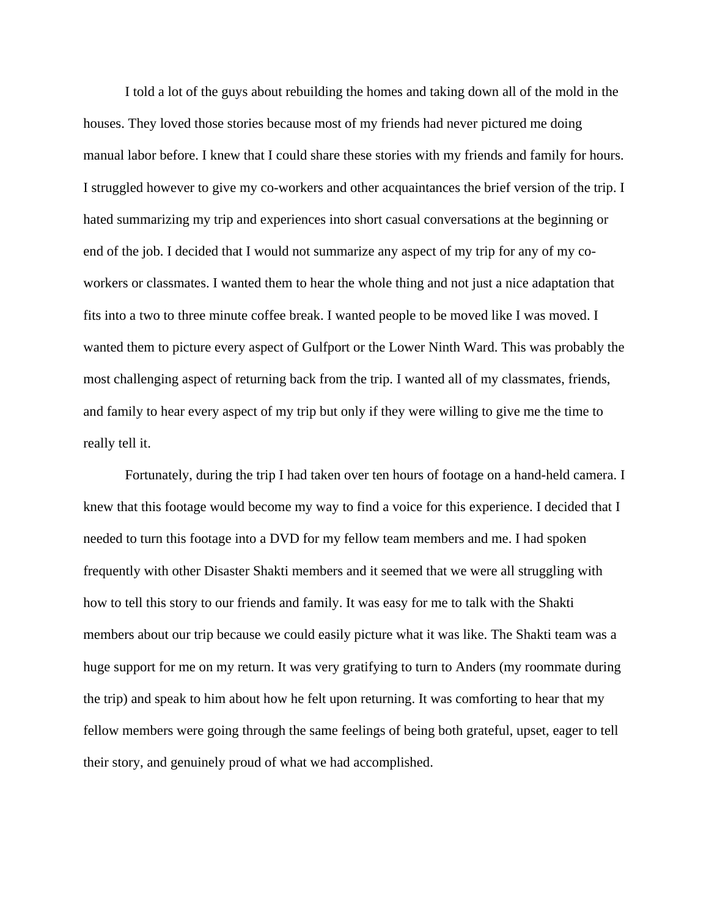I told a lot of the guys about rebuilding the homes and taking down all of the mold in the houses. They loved those stories because most of my friends had never pictured me doing manual labor before. I knew that I could share these stories with my friends and family for hours. I struggled however to give my co-workers and other acquaintances the brief version of the trip. I hated summarizing my trip and experiences into short casual conversations at the beginning or end of the job. I decided that I would not summarize any aspect of my trip for any of my co-workers or classmates. I wanted them to hear the whole thing and not just a nice adaptation that fits into a two to three minute coffee break. I wanted people to be moved like I was moved. I wanted them to picture every aspect of Gulfport or the Lower Ninth Ward. This was probably the most challenging aspect of returning back from the trip. I wanted all of my classmates, friends, and family to hear every aspect of my trip but only if they were willing to give me the time to really tell it.

Fortunately, during the trip I had taken over ten hours of footage on a hand-held camera. I knew that this footage would become my way to find a voice for this experience. I decided that I needed to turn this footage into a DVD for my fellow team members and me. I had spoken frequently with other Disaster Shakti members and it seemed that we were all struggling with how to tell this story to our friends and family. It was easy for me to talk with the Shakti members about our trip because we could easily picture what it was like. The Shakti team was a huge support for me on my return. It was very gratifying to turn to Anders (my roommate during the trip) and speak to him about how he felt upon returning. It was comforting to hear that my fellow members were going through the same feelings of being both grateful, upset, eager to tell their story, and genuinely proud of what we had accomplished.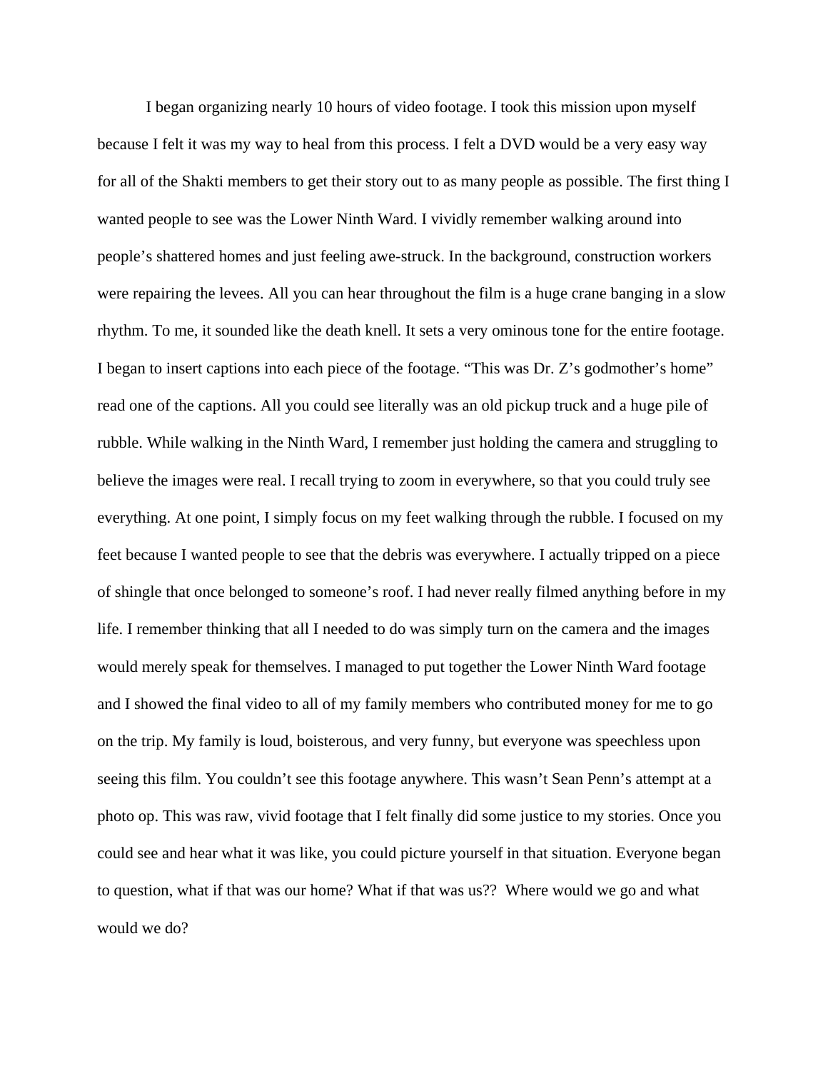I began organizing nearly 10 hours of video footage. I took this mission upon myself because I felt it was my way to heal from this process. I felt a DVD would be a very easy way for all of the Shakti members to get their story out to as many people as possible. The first thing I wanted people to see was the Lower Ninth Ward. I vividly remember walking around into people's shattered homes and just feeling awe-struck. In the background, construction workers were repairing the levees. All you can hear throughout the film is a huge crane banging in a slow rhythm. To me, it sounded like the death knell. It sets a very ominous tone for the entire footage. I began to insert captions into each piece of the footage. "This was Dr. Z's godmother's home" read one of the captions. All you could see literally was an old pickup truck and a huge pile of rubble. While walking in the Ninth Ward, I remember just holding the camera and struggling to believe the images were real. I recall trying to zoom in everywhere, so that you could truly see everything. At one point, I simply focus on my feet walking through the rubble. I focused on my feet because I wanted people to see that the debris was everywhere. I actually tripped on a piece of shingle that once belonged to someone's roof. I had never really filmed anything before in my life. I remember thinking that all I needed to do was simply turn on the camera and the images would merely speak for themselves. I managed to put together the Lower Ninth Ward footage and I showed the final video to all of my family members who contributed money for me to go on the trip. My family is loud, boisterous, and very funny, but everyone was speechless upon seeing this film. You couldn't see this footage anywhere. This wasn't Sean Penn's attempt at a photo op. This was raw, vivid footage that I felt finally did some justice to my stories. Once you could see and hear what it was like, you could picture yourself in that situation. Everyone began to question, what if that was our home? What if that was us?? Where would we go and what would we do?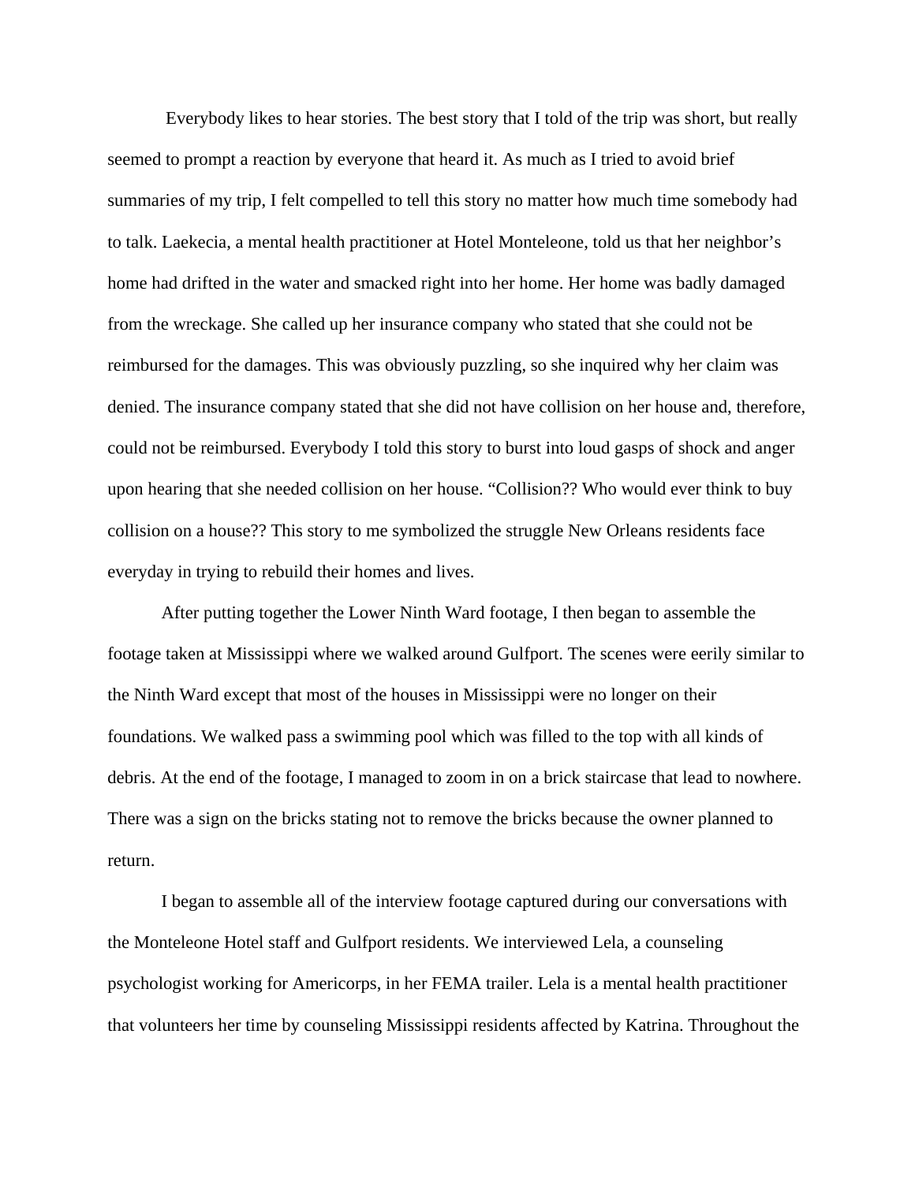Everybody likes to hear stories. The best story that I told of the trip was short, but really seemed to prompt a reaction by everyone that heard it. As much as I tried to avoid brief summaries of my trip, I felt compelled to tell this story no matter how much time somebody had to talk. Laekecia, a mental health practitioner at Hotel Monteleone, told us that her neighbor's home had drifted in the water and smacked right into her home. Her home was badly damaged from the wreckage. She called up her insurance company who stated that she could not be reimbursed for the damages. This was obviously puzzling, so she inquired why her claim was denied. The insurance company stated that she did not have collision on her house and, therefore, could not be reimbursed. Everybody I told this story to burst into loud gasps of shock and anger upon hearing that she needed collision on her house. "Collision?? Who would ever think to buy collision on a house?? This story to me symbolized the struggle New Orleans residents face everyday in trying to rebuild their homes and lives.

After putting together the Lower Ninth Ward footage, I then began to assemble the footage taken at Mississippi where we walked around Gulfport. The scenes were eerily similar to the Ninth Ward except that most of the houses in Mississippi were no longer on their foundations. We walked pass a swimming pool which was filled to the top with all kinds of debris. At the end of the footage, I managed to zoom in on a brick staircase that lead to nowhere. There was a sign on the bricks stating not to remove the bricks because the owner planned to return.

I began to assemble all of the interview footage captured during our conversations with the Monteleone Hotel staff and Gulfport residents. We interviewed Lela, a counseling psychologist working for Americorps, in her FEMA trailer. Lela is a mental health practitioner that volunteers her time by counseling Mississippi residents affected by Katrina. Throughout the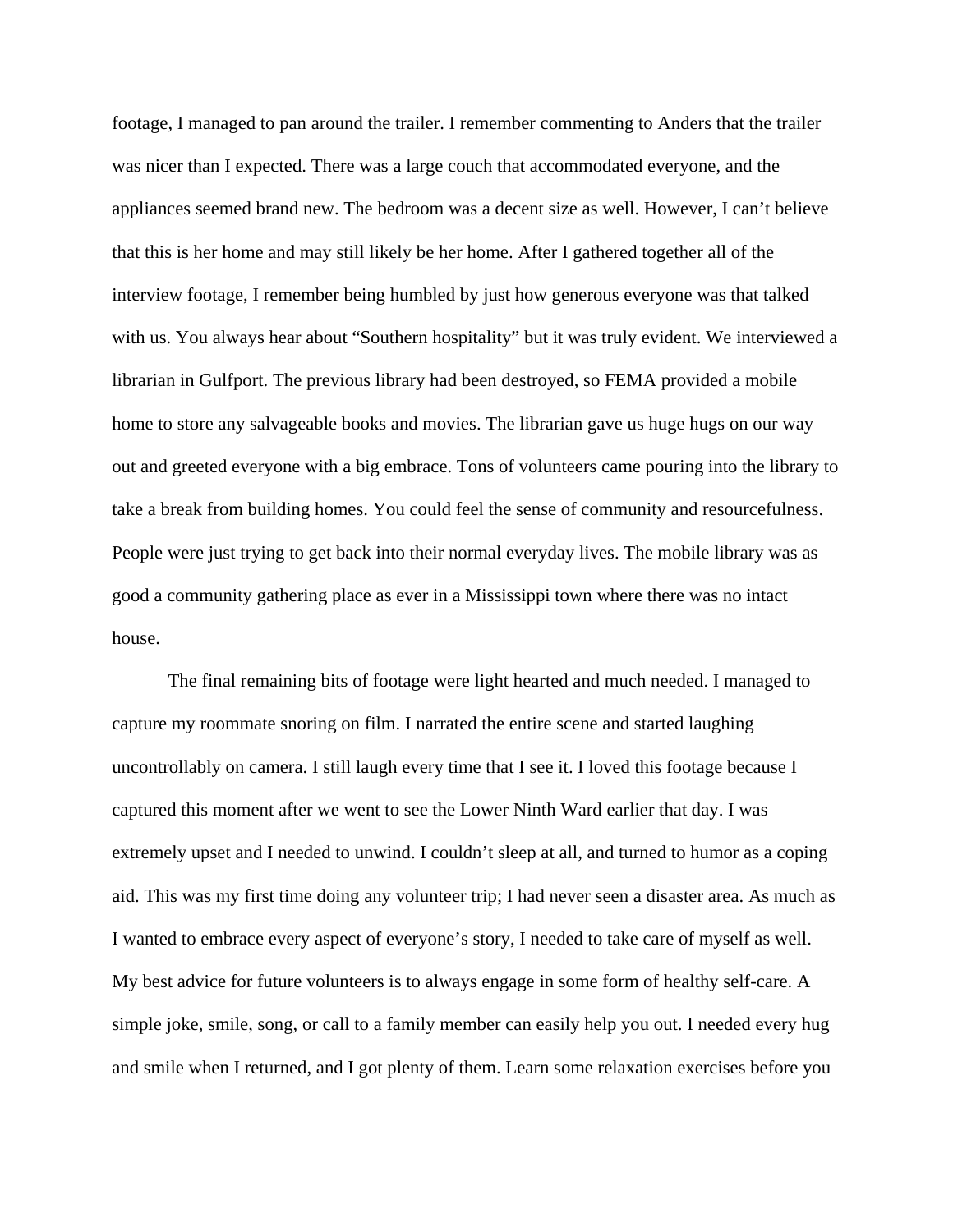footage, I managed to pan around the trailer. I remember commenting to Anders that the trailer was nicer than I expected. There was a large couch that accommodated everyone, and the appliances seemed brand new. The bedroom was a decent size as well. However, I can't believe that this is her home and may still likely be her home. After I gathered together all of the interview footage, I remember being humbled by just how generous everyone was that talked with us. You always hear about "Southern hospitality" but it was truly evident. We interviewed a librarian in Gulfport. The previous library had been destroyed, so FEMA provided a mobile home to store any salvageable books and movies. The librarian gave us huge hugs on our way out and greeted everyone with a big embrace. Tons of volunteers came pouring into the library to take a break from building homes. You could feel the sense of community and resourcefulness. People were just trying to get back into their normal everyday lives. The mobile library was as good a community gathering place as ever in a Mississippi town where there was no intact house.

The final remaining bits of footage were light hearted and much needed. I managed to capture my roommate snoring on film. I narrated the entire scene and started laughing uncontrollably on camera. I still laugh every time that I see it. I loved this footage because I captured this moment after we went to see the Lower Ninth Ward earlier that day. I was extremely upset and I needed to unwind. I couldn't sleep at all, and turned to humor as a coping aid. This was my first time doing any volunteer trip; I had never seen a disaster area. As much as I wanted to embrace every aspect of everyone's story, I needed to take care of myself as well. My best advice for future volunteers is to always engage in some form of healthy self-care. A simple joke, smile, song, or call to a family member can easily help you out. I needed every hug and smile when I returned, and I got plenty of them. Learn some relaxation exercises before you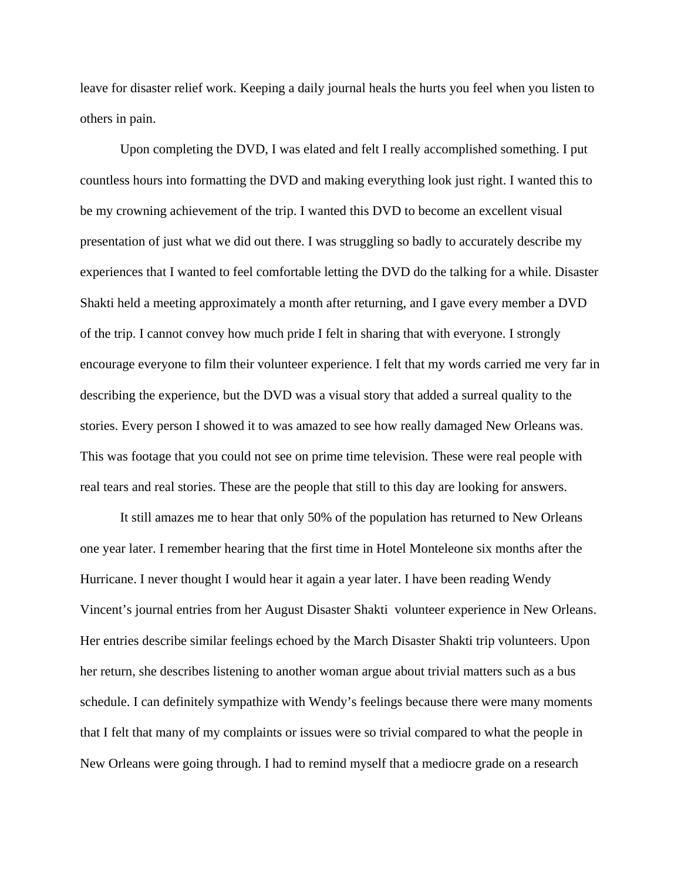leave for disaster relief work. Keeping a daily journal heals the hurts you feel when you listen to others in pain.

Upon completing the DVD, I was elated and felt I really accomplished something. I put countless hours into formatting the DVD and making everything look just right. I wanted this to be my crowning achievement of the trip. I wanted this DVD to become an excellent visual presentation of just what we did out there. I was struggling so badly to accurately describe my experiences that I wanted to feel comfortable letting the DVD do the talking for a while. Disaster Shakti held a meeting approximately a month after returning, and I gave every member a DVD of the trip. I cannot convey how much pride I felt in sharing that with everyone. I strongly encourage everyone to film their volunteer experience. I felt that my words carried me very far in describing the experience, but the DVD was a visual story that added a surreal quality to the stories. Every person I showed it to was amazed to see how really damaged New Orleans was. This was footage that you could not see on prime time television. These were real people with real tears and real stories. These are the people that still to this day are looking for answers.

It still amazes me to hear that only 50% of the population has returned to New Orleans one year later. I remember hearing that the first time in Hotel Monteleone six months after the Hurricane. I never thought I would hear it again a year later. I have been reading Wendy Vincent's journal entries from her August Disaster Shakti volunteer experience in New Orleans. Her entries describe similar feelings echoed by the March Disaster Shakti trip volunteers. Upon her return, she describes listening to another woman argue about trivial matters such as a bus schedule. I can definitely sympathize with Wendy's feelings because there were many moments that I felt that many of my complaints or issues were so trivial compared to what the people in New Orleans were going through. I had to remind myself that a mediocre grade on a research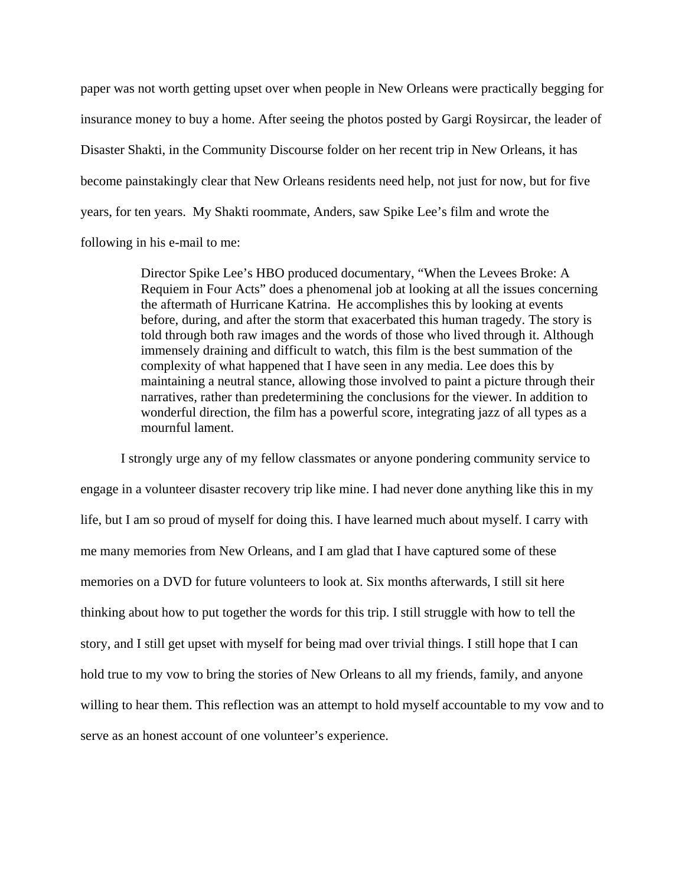paper was not worth getting upset over when people in New Orleans were practically begging for insurance money to buy a home. After seeing the photos posted by Gargi Roysircar, the leader of Disaster Shakti, in the Community Discourse folder on her recent trip in New Orleans, it has become painstakingly clear that New Orleans residents need help, not just for now, but for five years, for ten years. My Shakti roommate, Anders, saw Spike Lee's film and wrote the following in his e-mail to me:

> Director Spike Lee's HBO produced documentary, "When the Levees Broke: A Requiem in Four Acts" does a phenomenal job at looking at all the issues concerning the aftermath of Hurricane Katrina. He accomplishes this by looking at events before, during, and after the storm that exacerbated this human tragedy. The story is told through both raw images and the words of those who lived through it. Although immensely draining and difficult to watch, this film is the best summation of the complexity of what happened that I have seen in any media. Lee does this by maintaining a neutral stance, allowing those involved to paint a picture through their narratives, rather than predetermining the conclusions for the viewer. In addition to wonderful direction, the film has a powerful score, integrating jazz of all types as a mournful lament.

I strongly urge any of my fellow classmates or anyone pondering community service to engage in a volunteer disaster recovery trip like mine. I had never done anything like this in my life, but I am so proud of myself for doing this. I have learned much about myself. I carry with me many memories from New Orleans, and I am glad that I have captured some of these memories on a DVD for future volunteers to look at. Six months afterwards, I still sit here thinking about how to put together the words for this trip. I still struggle with how to tell the story, and I still get upset with myself for being mad over trivial things. I still hope that I can hold true to my vow to bring the stories of New Orleans to all my friends, family, and anyone willing to hear them. This reflection was an attempt to hold myself accountable to my vow and to serve as an honest account of one volunteer's experience.